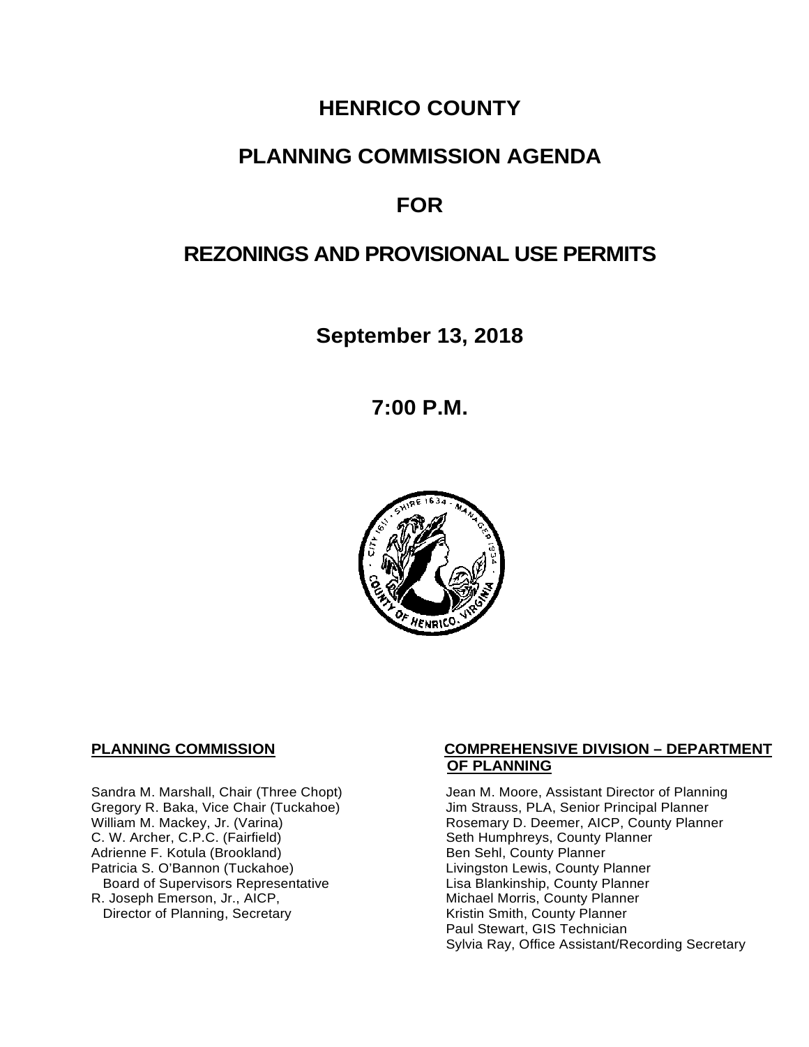# HENRICO COUNTY

# PLANNING COMMISSION AGENDA

# FOR

# REZONINGS AND PROVISIONAL USE PERMITS

## September 13, 2018

## 7:00 P.M.

**PLANNING COMMISSION**

Sandra M. Marshall, Chair (Three Chopt)
Gregory R. Baka, Vice Chair (Tuckahoe)
William M. Mackey, Jr. (Varina)
C. W. Archer, C.P.C. (Fairfield)
Adrienne F. Kotula (Brookland)
Patricia S. O'Bannon (Tuckahoe)
Board of Supervisors Representative
R. Joseph Emerson, Jr., AICP,
Director of Planning, Secretary

**COMPREHENSIVE DIVISION – DEPARTMENT OF PLANNING**

Jean M. Moore, Assistant Director of Planning
Jim Strauss, PLA, Senior Principal Planner
Rosemary D. Deemer, AICP, County Planner
Seth Humphreys, County Planner
Ben Sehl, County Planner
Livingston Lewis, County Planner
Lisa Blankinship, County Planner
Michael Morris, County Planner
Kristin Smith, County Planner
Paul Stewart, GIS Technician
Sylvia Ray, Office Assistant/Recording Secretary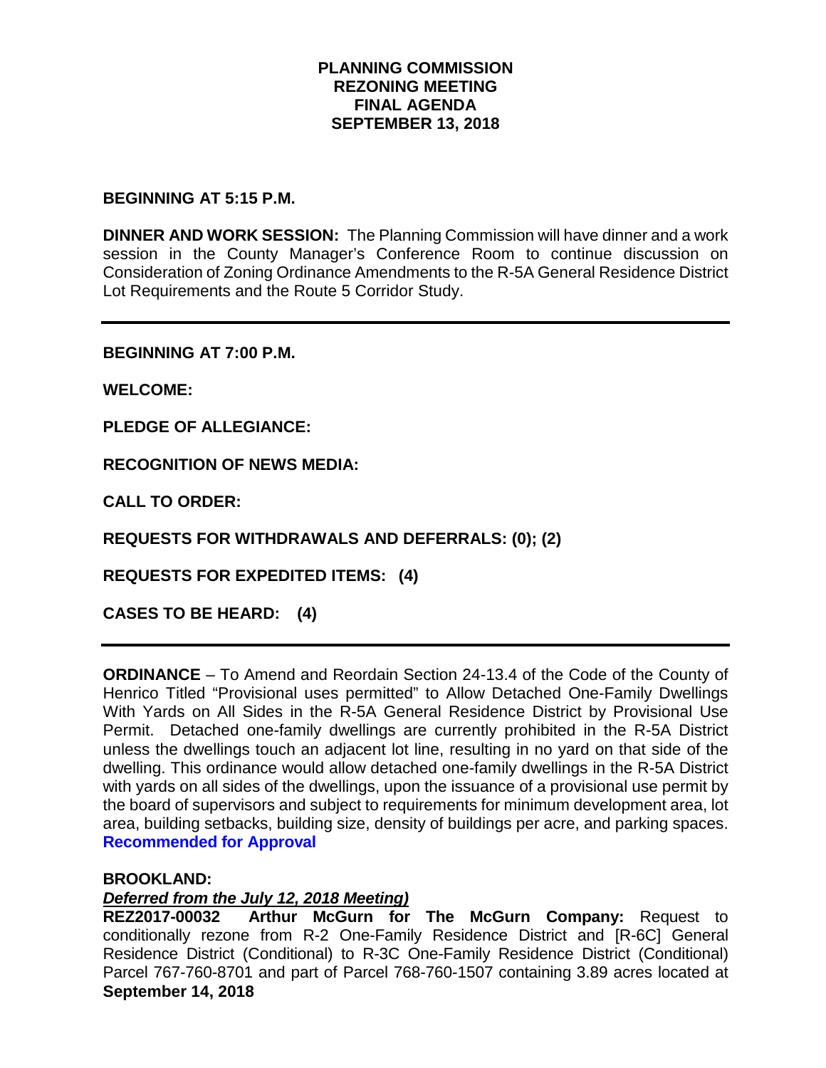**PLANNING COMMISSION**
**REZONING MEETING**
**FINAL AGENDA**
**SEPTEMBER 13, 2018**

**BEGINNING AT 5:15 P.M.**

**DINNER AND WORK SESSION:** The Planning Commission will have dinner and a work session in the County Manager's Conference Room to continue discussion on Consideration of Zoning Ordinance Amendments to the R-5A General Residence District Lot Requirements and the Route 5 Corridor Study.

---

**BEGINNING AT 7:00 P.M.**

**WELCOME:**

**PLEDGE OF ALLEGIANCE:**

**RECOGNITION OF NEWS MEDIA:**

**CALL TO ORDER:**

**REQUESTS FOR WITHDRAWALS AND DEFERRALS: (0); (2)**

**REQUESTS FOR EXPEDITED ITEMS: (4)**

**CASES TO BE HEARD: (4)**

---

**ORDINANCE** – To Amend and Reordain Section 24-13.4 of the Code of the County of Henrico Titled "Provisional uses permitted" to Allow Detached One-Family Dwellings With Yards on All Sides in the R-5A General Residence District by Provisional Use Permit. Detached one-family dwellings are currently prohibited in the R-5A District unless the dwellings touch an adjacent lot line, resulting in no yard on that side of the dwelling. This ordinance would allow detached one-family dwellings in the R-5A District with yards on all sides of the dwellings, upon the issuance of a provisional use permit by the board of supervisors and subject to requirements for minimum development area, lot area, building setbacks, building size, density of buildings per acre, and parking spaces. **Recommended for Approval**

**BROOKLAND:**

***Deferred from the July 12, 2018 Meeting)***

**REZ2017-00032 Arthur McGurn for The McGurn Company:** Request to conditionally rezone from R-2 One-Family Residence District and [R-6C] General Residence District (Conditional) to R-3C One-Family Residence District (Conditional) Parcel 767-760-8701 and part of Parcel 768-760-1507 containing 3.89 acres located at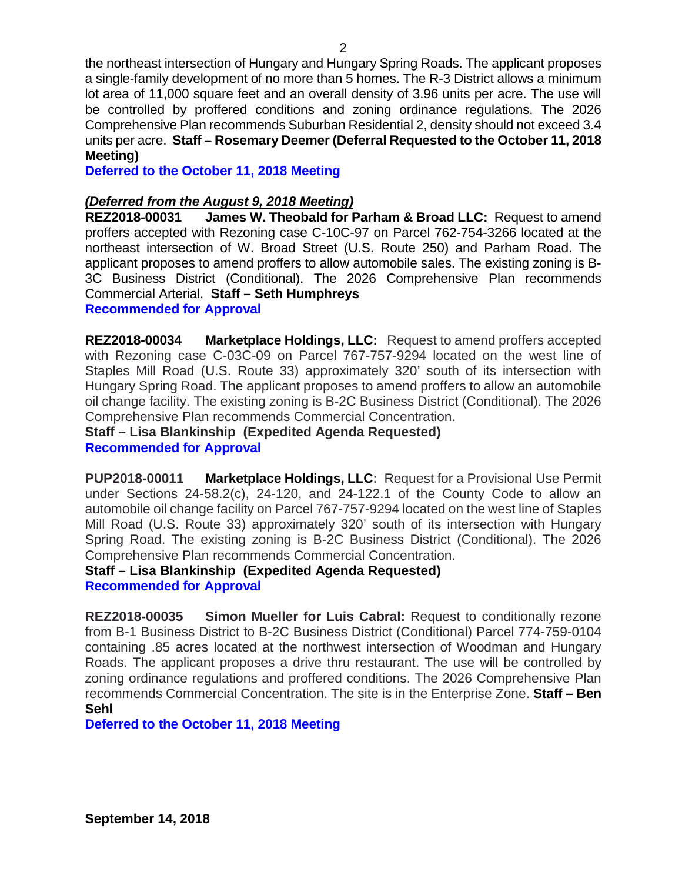the northeast intersection of Hungary and Hungary Spring Roads. The applicant proposes a single-family development of no more than 5 homes. The R-3 District allows a minimum lot area of 11,000 square feet and an overall density of 3.96 units per acre. The use will be controlled by proffered conditions and zoning ordinance regulations. The 2026 Comprehensive Plan recommends Suburban Residential 2, density should not exceed 3.4 units per acre. **Staff – Rosemary Deemer (Deferral Requested to the October 11, 2018 Meeting)**

**Deferred to the October 11, 2018 Meeting**

***(Deferred from the August 9, 2018 Meeting)***

**REZ2018-00031 James W. Theobald for Parham & Broad LLC:** Request to amend proffers accepted with Rezoning case C-10C-97 on Parcel 762-754-3266 located at the northeast intersection of W. Broad Street (U.S. Route 250) and Parham Road. The applicant proposes to amend proffers to allow automobile sales. The existing zoning is B-3C Business District (Conditional). The 2026 Comprehensive Plan recommends Commercial Arterial. **Staff – Seth Humphreys**

**Recommended for Approval**

**REZ2018-00034 Marketplace Holdings, LLC:** Request to amend proffers accepted with Rezoning case C-03C-09 on Parcel 767-757-9294 located on the west line of Staples Mill Road (U.S. Route 33) approximately 320' south of its intersection with Hungary Spring Road. The applicant proposes to amend proffers to allow an automobile oil change facility. The existing zoning is B-2C Business District (Conditional). The 2026 Comprehensive Plan recommends Commercial Concentration.

**Staff – Lisa Blankinship (Expedited Agenda Requested)**

**Recommended for Approval**

**PUP2018-00011 Marketplace Holdings, LLC:** Request for a Provisional Use Permit under Sections 24-58.2(c), 24-120, and 24-122.1 of the County Code to allow an automobile oil change facility on Parcel 767-757-9294 located on the west line of Staples Mill Road (U.S. Route 33) approximately 320' south of its intersection with Hungary Spring Road. The existing zoning is B-2C Business District (Conditional). The 2026 Comprehensive Plan recommends Commercial Concentration.

**Staff – Lisa Blankinship (Expedited Agenda Requested)**

**Recommended for Approval**

**REZ2018-00035 Simon Mueller for Luis Cabral:** Request to conditionally rezone from B-1 Business District to B-2C Business District (Conditional) Parcel 774-759-0104 containing .85 acres located at the northwest intersection of Woodman and Hungary Roads. The applicant proposes a drive thru restaurant. The use will be controlled by zoning ordinance regulations and proffered conditions. The 2026 Comprehensive Plan recommends Commercial Concentration. The site is in the Enterprise Zone. **Staff – Ben Sehl**

**Deferred to the October 11, 2018 Meeting**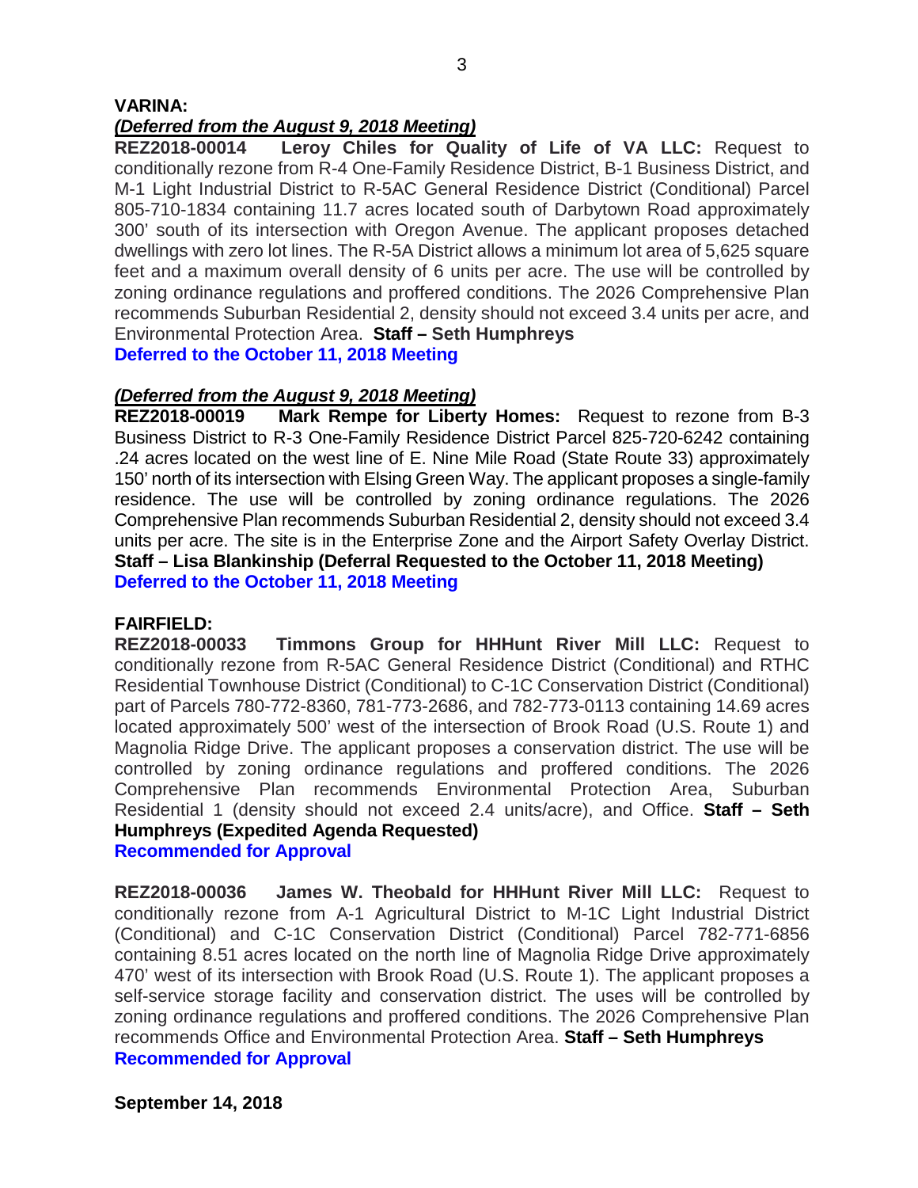**VARINA:**

***(Deferred from the August 9, 2018 Meeting)***

**REZ2018-00014 Leroy Chiles for Quality of Life of VA LLC:** Request to conditionally rezone from R-4 One-Family Residence District, B-1 Business District, and M-1 Light Industrial District to R-5AC General Residence District (Conditional) Parcel 805-710-1834 containing 11.7 acres located south of Darbytown Road approximately 300' south of its intersection with Oregon Avenue. The applicant proposes detached dwellings with zero lot lines. The R-5A District allows a minimum lot area of 5,625 square feet and a maximum overall density of 6 units per acre. The use will be controlled by zoning ordinance regulations and proffered conditions. The 2026 Comprehensive Plan recommends Suburban Residential 2, density should not exceed 3.4 units per acre, and Environmental Protection Area. **Staff – Seth Humphreys**

**Deferred to the October 11, 2018 Meeting**

***(Deferred from the August 9, 2018 Meeting)***

**REZ2018-00019 Mark Rempe for Liberty Homes:** Request to rezone from B-3 Business District to R-3 One-Family Residence District Parcel 825-720-6242 containing .24 acres located on the west line of E. Nine Mile Road (State Route 33) approximately 150' north of its intersection with Elsing Green Way. The applicant proposes a single-family residence. The use will be controlled by zoning ordinance regulations. The 2026 Comprehensive Plan recommends Suburban Residential 2, density should not exceed 3.4 units per acre. The site is in the Enterprise Zone and the Airport Safety Overlay District. **Staff – Lisa Blankinship (Deferral Requested to the October 11, 2018 Meeting)**

**Deferred to the October 11, 2018 Meeting**

**FAIRFIELD:**

**REZ2018-00033 Timmons Group for HHHunt River Mill LLC:** Request to conditionally rezone from R-5AC General Residence District (Conditional) and RTHC Residential Townhouse District (Conditional) to C-1C Conservation District (Conditional) part of Parcels 780-772-8360, 781-773-2686, and 782-773-0113 containing 14.69 acres located approximately 500' west of the intersection of Brook Road (U.S. Route 1) and Magnolia Ridge Drive. The applicant proposes a conservation district. The use will be controlled by zoning ordinance regulations and proffered conditions. The 2026 Comprehensive Plan recommends Environmental Protection Area, Suburban Residential 1 (density should not exceed 2.4 units/acre), and Office. **Staff – Seth Humphreys (Expedited Agenda Requested)**

**Recommended for Approval**

**REZ2018-00036 James W. Theobald for HHHunt River Mill LLC:** Request to conditionally rezone from A-1 Agricultural District to M-1C Light Industrial District (Conditional) and C-1C Conservation District (Conditional) Parcel 782-771-6856 containing 8.51 acres located on the north line of Magnolia Ridge Drive approximately 470' west of its intersection with Brook Road (U.S. Route 1). The applicant proposes a self-service storage facility and conservation district. The uses will be controlled by zoning ordinance regulations and proffered conditions. The 2026 Comprehensive Plan recommends Office and Environmental Protection Area. **Staff – Seth Humphreys**

**Recommended for Approval**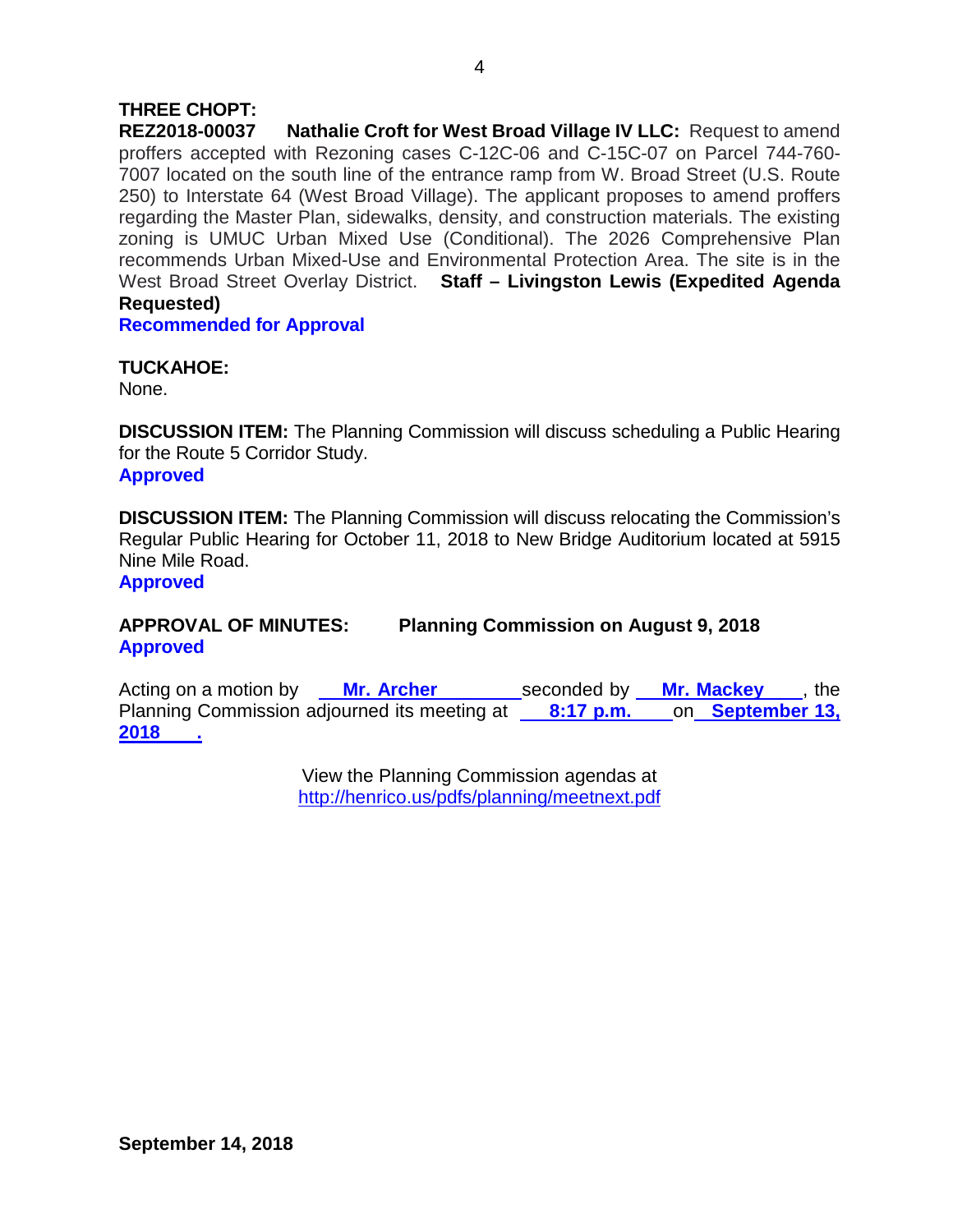**THREE CHOPT:**

**REZ2018-00037 Nathalie Croft for West Broad Village IV LLC:** Request to amend proffers accepted with Rezoning cases C-12C-06 and C-15C-07 on Parcel 744-760-7007 located on the south line of the entrance ramp from W. Broad Street (U.S. Route 250) to Interstate 64 (West Broad Village). The applicant proposes to amend proffers regarding the Master Plan, sidewalks, density, and construction materials. The existing zoning is UMUC Urban Mixed Use (Conditional). The 2026 Comprehensive Plan recommends Urban Mixed-Use and Environmental Protection Area. The site is in the West Broad Street Overlay District. **Staff – Livingston Lewis (Expedited Agenda Requested)**

**Recommended for Approval**

**TUCKAHOE:**

None.

**DISCUSSION ITEM:** The Planning Commission will discuss scheduling a Public Hearing for the Route 5 Corridor Study.

**Approved**

**DISCUSSION ITEM:** The Planning Commission will discuss relocating the Commission's Regular Public Hearing for October 11, 2018 to New Bridge Auditorium located at 5915 Nine Mile Road.

**Approved**

**APPROVAL OF MINUTES: Planning Commission on August 9, 2018**

**Approved**

Acting on a motion by **Mr. Archer** seconded by **Mr. Mackey**, the Planning Commission adjourned its meeting at **8:17 p.m.** on **September 13, 2018.**

View the Planning Commission agendas at http://henrico.us/pdfs/planning/meetnext.pdf

**September 14, 2018**